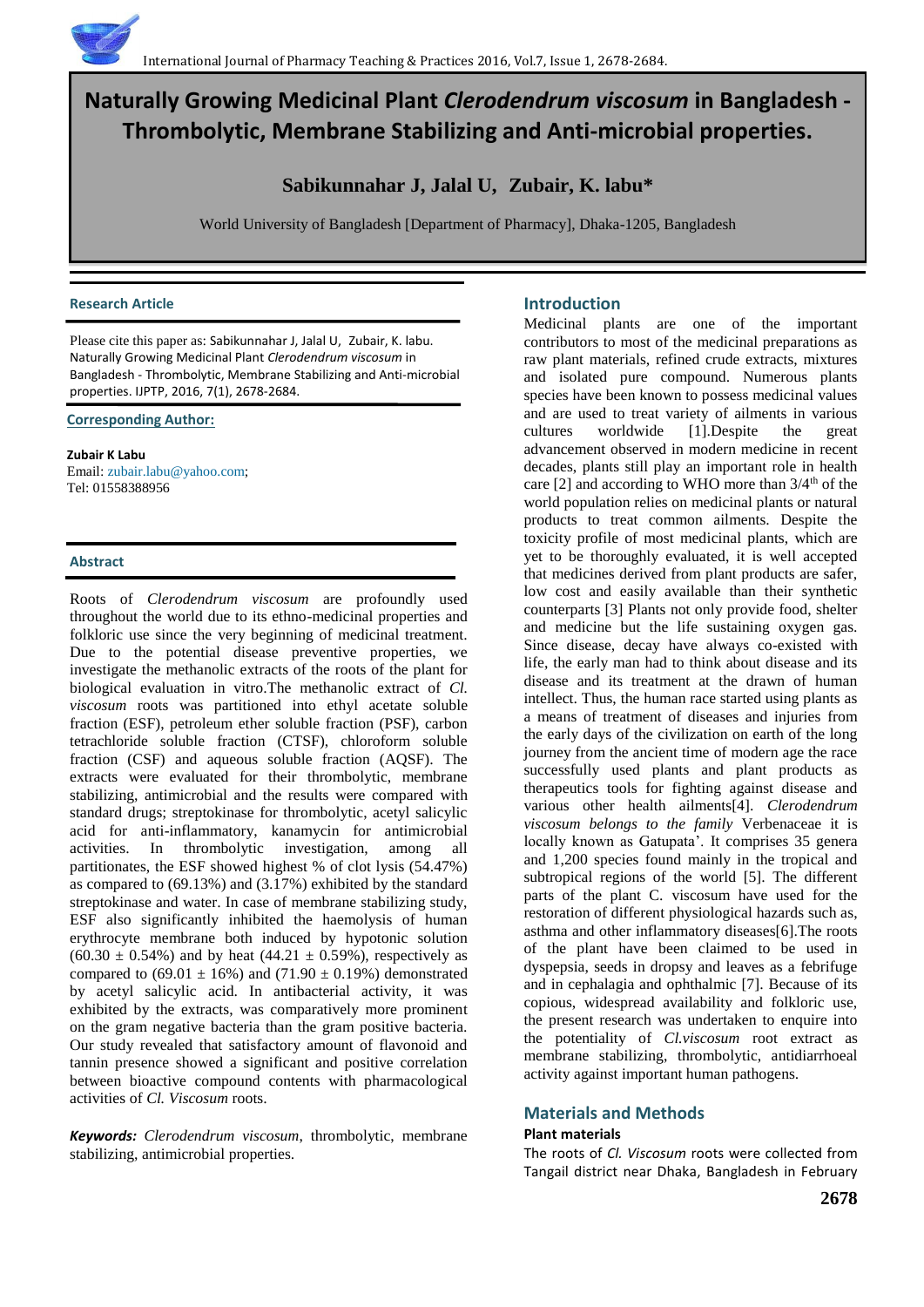# Naturally Growing Medicinal Plant *Clerodendrum viscosum* in Bangladesh - Thrombolytic, Membrane Stabilizing and Anti-microbial properties.

**Sabikunnahar J, Jalal U, Zubair, K. labu***

World University of Bangladesh [Department of Pharmacy], Dhaka-1205, Bangladesh

**Research Article**

Please cite this paper as: Sabikunnahar J, Jalal U, Zubair, K. labu. Naturally Growing Medicinal Plant *Clerodendrum viscosum* in Bangladesh - Thrombolytic, Membrane Stabilizing and Anti-microbial properties. IJPTP, 2016, 7(1), 2678-2684.

**Corresponding Author:**

**Zubair K Labu**
Email: zubair.labu@yahoo.com;
Tel: 01558388956

## Abstract

Roots of *Clerodendrum viscosum* are profoundly used throughout the world due to its ethno-medicinal properties and folkloric use since the very beginning of medicinal treatment. Due to the potential disease preventive properties, we investigate the methanolic extracts of the roots of the plant for biological evaluation in vitro.The methanolic extract of *Cl. viscosum* roots was partitioned into ethyl acetate soluble fraction (ESF), petroleum ether soluble fraction (PSF), carbon tetrachloride soluble fraction (CTSF), chloroform soluble fraction (CSF) and aqueous soluble fraction (AQSF). The extracts were evaluated for their thrombolytic, membrane stabilizing, antimicrobial and the results were compared with standard drugs; streptokinase for thrombolytic, acetyl salicylic acid for anti-inflammatory, kanamycin for antimicrobial activities. In thrombolytic investigation, among all partitionates, the ESF showed highest % of clot lysis (54.47%) as compared to (69.13%) and (3.17%) exhibited by the standard streptokinase and water. In case of membrane stabilizing study, ESF also significantly inhibited the haemolysis of human erythrocyte membrane both induced by hypotonic solution (60.30 ± 0.54%) and by heat (44.21 ± 0.59%), respectively as compared to (69.01 ± 16%) and (71.90 ± 0.19%) demonstrated by acetyl salicylic acid. In antibacterial activity, it was exhibited by the extracts, was comparatively more prominent on the gram negative bacteria than the gram positive bacteria. Our study revealed that satisfactory amount of flavonoid and tannin presence showed a significant and positive correlation between bioactive compound contents with pharmacological activities of *Cl. Viscosum* roots.

***Keywords:*** *Clerodendrum viscosum*, thrombolytic, membrane stabilizing, antimicrobial properties.

## Introduction

Medicinal plants are one of the important contributors to most of the medicinal preparations as raw plant materials, refined crude extracts, mixtures and isolated pure compound. Numerous plants species have been known to possess medicinal values and are used to treat variety of ailments in various cultures worldwide [1].Despite the great advancement observed in modern medicine in recent decades, plants still play an important role in health care [2] and according to WHO more than 3/4th of the world population relies on medicinal plants or natural products to treat common ailments. Despite the toxicity profile of most medicinal plants, which are yet to be thoroughly evaluated, it is well accepted that medicines derived from plant products are safer, low cost and easily available than their synthetic counterparts [3] Plants not only provide food, shelter and medicine but the life sustaining oxygen gas. Since disease, decay have always co-existed with life, the early man had to think about disease and its disease and its treatment at the drawn of human intellect. Thus, the human race started using plants as a means of treatment of diseases and injuries from the early days of the civilization on earth of the long journey from the ancient time of modern age the race successfully used plants and plant products as therapeutics tools for fighting against disease and various other health ailments[4]. *Clerodendrum viscosum belongs to the family* Verbenaceae it is locally known as Gatupata'. It comprises 35 genera and 1,200 species found mainly in the tropical and subtropical regions of the world [5]. The different parts of the plant C. viscosum have used for the restoration of different physiological hazards such as, asthma and other inflammatory diseases[6].The roots of the plant have been claimed to be used in dyspepsia, seeds in dropsy and leaves as a febrifuge and in cephalagia and ophthalmic [7]. Because of its copious, widespread availability and folkloric use, the present research was undertaken to enquire into the potentiality of *Cl.viscosum* root extract as membrane stabilizing, thrombolytic, antidiarrhoeal activity against important human pathogens.

## Materials and Methods

### Plant materials

The roots of *Cl. Viscosum* roots were collected from Tangail district near Dhaka, Bangladesh in February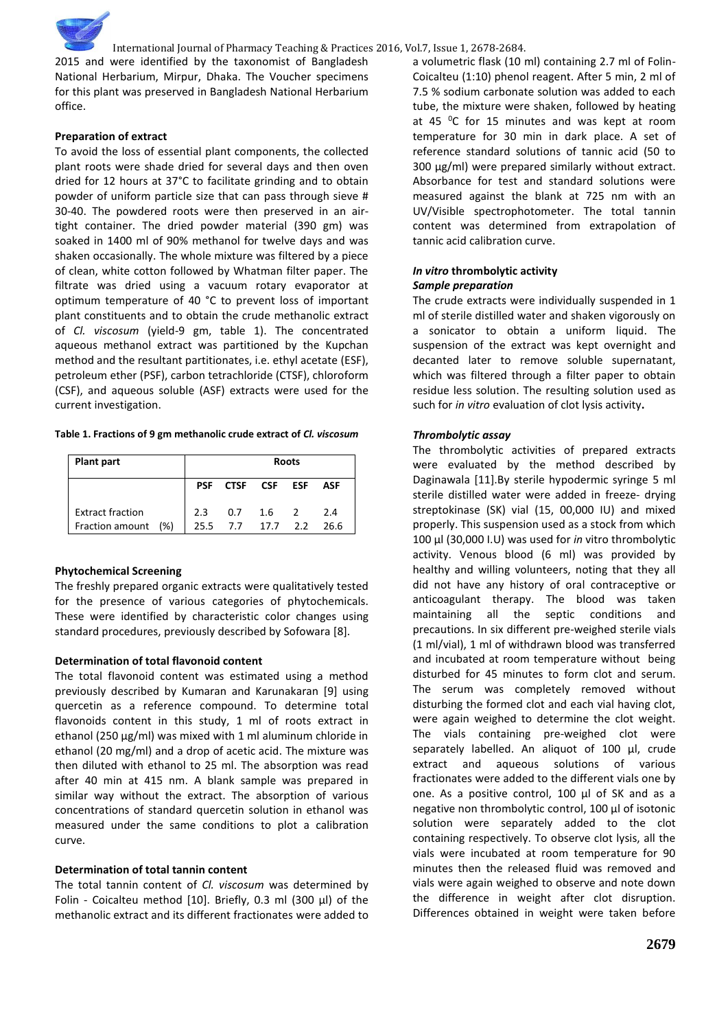2015 and were identified by the taxonomist of Bangladesh National Herbarium, Mirpur, Dhaka. The Voucher specimens for this plant was preserved in Bangladesh National Herbarium office.

**Preparation of extract**

To avoid the loss of essential plant components, the collected plant roots were shade dried for several days and then oven dried for 12 hours at 37°C to facilitate grinding and to obtain powder of uniform particle size that can pass through sieve # 30-40. The powdered roots were then preserved in an air-tight container. The dried powder material (390 gm) was soaked in 1400 ml of 90% methanol for twelve days and was shaken occasionally. The whole mixture was filtered by a piece of clean, white cotton followed by Whatman filter paper. The filtrate was dried using a vacuum rotary evaporator at optimum temperature of 40 °C to prevent loss of important plant constituents and to obtain the crude methanolic extract of *Cl. viscosum* (yield-9 gm, table 1). The concentrated aqueous methanol extract was partitioned by the Kupchan method and the resultant partitionates, i.e. ethyl acetate (ESF), petroleum ether (PSF), carbon tetrachloride (CTSF), chloroform (CSF), and aqueous soluble (ASF) extracts were used for the current investigation.

**Table 1. Fractions of 9 gm methanolic crude extract of *Cl. viscosum***

| Plant part | Roots | | | | |
|---|---|---|---|---|---|
| | PSF | CTSF | CSF | ESF | ASF |
| Extract fraction | 2.3 | 0.7 | 1.6 | 2 | 2.4 |
| Fraction amount (%) | 25.5 | 7.7 | 17.7 | 2.2 | 26.6 |

**Phytochemical Screening**

The freshly prepared organic extracts were qualitatively tested for the presence of various categories of phytochemicals. These were identified by characteristic color changes using standard procedures, previously described by Sofowara [8].

**Determination of total flavonoid content**

The total flavonoid content was estimated using a method previously described by Kumaran and Karunakaran [9] using quercetin as a reference compound. To determine total flavonoids content in this study, 1 ml of roots extract in ethanol (250 µg/ml) was mixed with 1 ml aluminum chloride in ethanol (20 mg/ml) and a drop of acetic acid. The mixture was then diluted with ethanol to 25 ml. The absorption was read after 40 min at 415 nm. A blank sample was prepared in similar way without the extract. The absorption of various concentrations of standard quercetin solution in ethanol was measured under the same conditions to plot a calibration curve.

**Determination of total tannin content**

The total tannin content of *Cl. viscosum* was determined by Folin - Coicalteu method [10]. Briefly, 0.3 ml (300 µl) of the methanolic extract and its different fractionates were added to a volumetric flask (10 ml) containing 2.7 ml of Folin-Coicalteu (1:10) phenol reagent. After 5 min, 2 ml of 7.5 % sodium carbonate solution was added to each tube, the mixture were shaken, followed by heating at 45 $^0$C for 15 minutes and was kept at room temperature for 30 min in dark place. A set of reference standard solutions of tannic acid (50 to 300 µg/ml) were prepared similarly without extract. Absorbance for test and standard solutions were measured against the blank at 725 nm with an UV/Visible spectrophotometer. The total tannin content was determined from extrapolation of tannic acid calibration curve.

***In vitro* thrombolytic activity**

***Sample preparation***

The crude extracts were individually suspended in 1 ml of sterile distilled water and shaken vigorously on a sonicator to obtain a uniform liquid. The suspension of the extract was kept overnight and decanted later to remove soluble supernatant, which was filtered through a filter paper to obtain residue less solution. The resulting solution used as such for *in vitro* evaluation of clot lysis activity**.**

***Thrombolytic assay***

The thrombolytic activities of prepared extracts were evaluated by the method described by Daginawala [11].By sterile hypodermic syringe 5 ml sterile distilled water were added in freeze- drying streptokinase (SK) vial (15, 00,000 IU) and mixed properly. This suspension used as a stock from which 100 µl (30,000 I.U) was used for *in* vitro thrombolytic activity. Venous blood (6 ml) was provided by healthy and willing volunteers, noting that they all did not have any history of oral contraceptive or anticoagulant therapy. The blood was taken maintaining all the septic conditions and precautions. In six different pre-weighed sterile vials (1 ml/vial), 1 ml of withdrawn blood was transferred and incubated at room temperature without being disturbed for 45 minutes to form clot and serum. The serum was completely removed without disturbing the formed clot and each vial having clot, were again weighed to determine the clot weight. The vials containing pre-weighed clot were separately labelled. An aliquot of 100 µl, crude extract and aqueous solutions of various fractionates were added to the different vials one by one. As a positive control, 100 µl of SK and as a negative non thrombolytic control, 100 µl of isotonic solution were separately added to the clot containing respectively. To observe clot lysis, all the vials were incubated at room temperature for 90 minutes then the released fluid was removed and vials were again weighed to observe and note down the difference in weight after clot disruption. Differences obtained in weight were taken before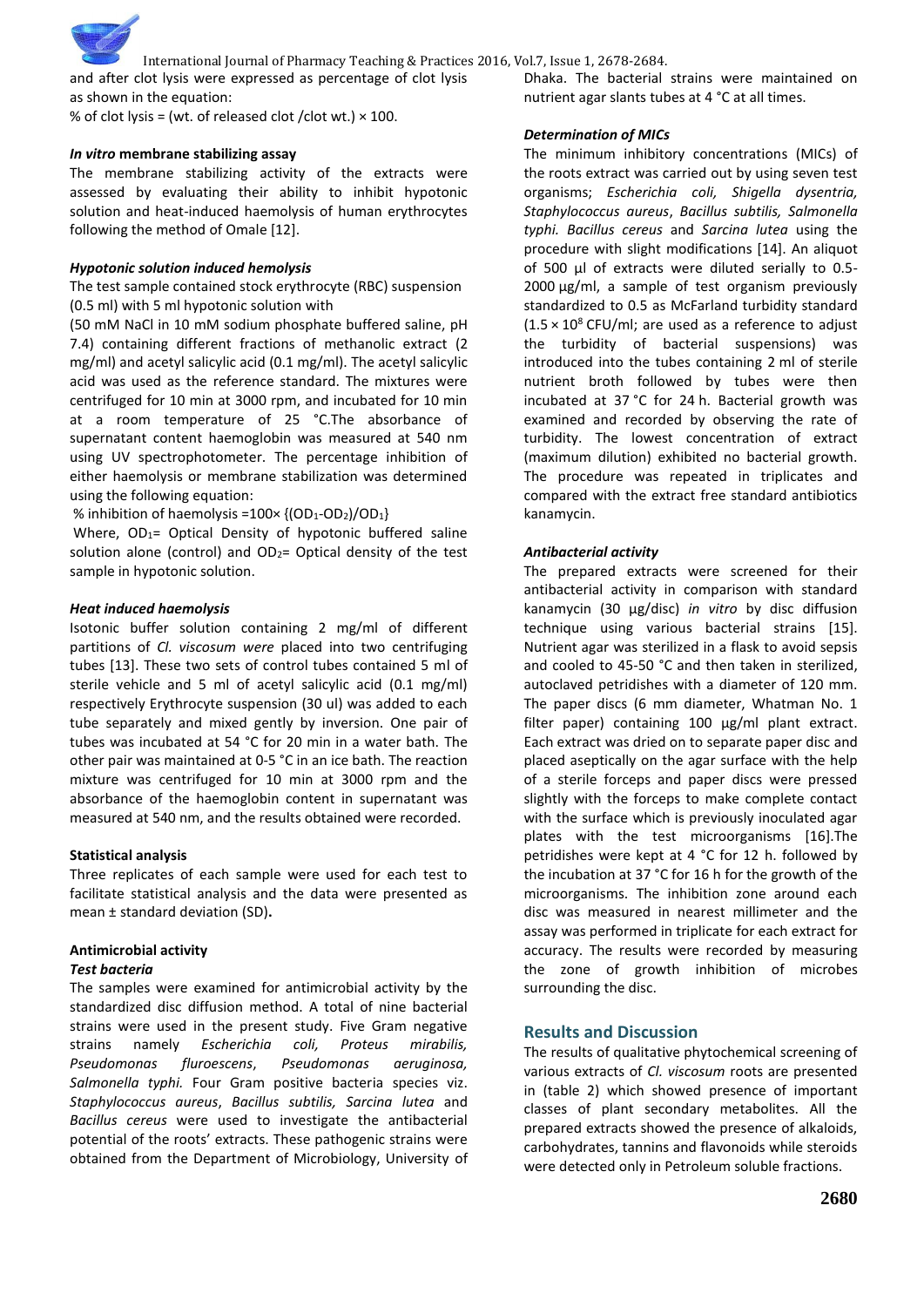and after clot lysis were expressed as percentage of clot lysis as shown in the equation:

% of clot lysis = (wt. of released clot /clot wt.) × 100.

### *In vitro* membrane stabilizing assay

The membrane stabilizing activity of the extracts were assessed by evaluating their ability to inhibit hypotonic solution and heat-induced haemolysis of human erythrocytes following the method of Omale [12].

#### *Hypotonic solution induced hemolysis*

The test sample contained stock erythrocyte (RBC) suspension (0.5 ml) with 5 ml hypotonic solution with (50 mM NaCl in 10 mM sodium phosphate buffered saline, pH 7.4) containing different fractions of methanolic extract (2 mg/ml) and acetyl salicylic acid (0.1 mg/ml). The acetyl salicylic acid was used as the reference standard. The mixtures were centrifuged for 10 min at 3000 rpm, and incubated for 10 min at a room temperature of 25 °C.The absorbance of supernatant content haemoglobin was measured at 540 nm using UV spectrophotometer. The percentage inhibition of either haemolysis or membrane stabilization was determined using the following equation:

% inhibition of haemolysis $=100\times \{(OD_1\text{-}OD_2)/OD_1\}$

Where, $OD_1$= Optical Density of hypotonic buffered saline solution alone (control) and $OD_2$= Optical density of the test sample in hypotonic solution.

#### *Heat induced haemolysis*

Isotonic buffer solution containing 2 mg/ml of different partitions of *Cl. viscosum were* placed into two centrifuging tubes [13]. These two sets of control tubes contained 5 ml of sterile vehicle and 5 ml of acetyl salicylic acid (0.1 mg/ml) respectively Erythrocyte suspension (30 ul) was added to each tube separately and mixed gently by inversion. One pair of tubes was incubated at 54 °C for 20 min in a water bath. The other pair was maintained at 0-5 °C in an ice bath. The reaction mixture was centrifuged for 10 min at 3000 rpm and the absorbance of the haemoglobin content in supernatant was measured at 540 nm, and the results obtained were recorded.

### Statistical analysis

Three replicates of each sample were used for each test to facilitate statistical analysis and the data were presented as mean ± standard deviation (SD)**.**

### Antimicrobial activity

#### *Test bacteria*

The samples were examined for antimicrobial activity by the standardized disc diffusion method. A total of nine bacterial strains were used in the present study. Five Gram negative strains namely *Escherichia coli, Proteus mirabilis, Pseudomonas fluroescens*, *Pseudomonas aeruginosa, Salmonella typhi.* Four Gram positive bacteria species viz. *Staphylococcus aureus*, *Bacillus subtilis, Sarcina lutea* and *Bacillus cereus* were used to investigate the antibacterial potential of the roots' extracts. These pathogenic strains were obtained from the Department of Microbiology, University of Dhaka. The bacterial strains were maintained on nutrient agar slants tubes at 4 °C at all times.

#### *Determination of MICs*

The minimum inhibitory concentrations (MICs) of the roots extract was carried out by using seven test organisms; *Escherichia coli, Shigella dysentria, Staphylococcus aureus*, *Bacillus subtilis, Salmonella typhi. Bacillus cereus* and *Sarcina lutea* using the procedure with slight modifications [14]. An aliquot of 500 µl of extracts were diluted serially to 0.5-2000 µg/ml, a sample of test organism previously standardized to 0.5 as McFarland turbidity standard ($1.5 \times 10^8$ CFU/ml; are used as a reference to adjust the turbidity of bacterial suspensions) was introduced into the tubes containing 2 ml of sterile nutrient broth followed by tubes were then incubated at 37 °C for 24 h. Bacterial growth was examined and recorded by observing the rate of turbidity. The lowest concentration of extract (maximum dilution) exhibited no bacterial growth. The procedure was repeated in triplicates and compared with the extract free standard antibiotics kanamycin.

#### *Antibacterial activity*

The prepared extracts were screened for their antibacterial activity in comparison with standard kanamycin (30 µg/disc) *in vitro* by disc diffusion technique using various bacterial strains [15]. Nutrient agar was sterilized in a flask to avoid sepsis and cooled to 45-50 °C and then taken in sterilized, autoclaved petridishes with a diameter of 120 mm. The paper discs (6 mm diameter, Whatman No. 1 filter paper) containing 100 µg/ml plant extract. Each extract was dried on to separate paper disc and placed aseptically on the agar surface with the help of a sterile forceps and paper discs were pressed slightly with the forceps to make complete contact with the surface which is previously inoculated agar plates with the test microorganisms [16].The petridishes were kept at 4 °C for 12 h. followed by the incubation at 37 °C for 16 h for the growth of the microorganisms. The inhibition zone around each disc was measured in nearest millimeter and the assay was performed in triplicate for each extract for accuracy. The results were recorded by measuring the zone of growth inhibition of microbes surrounding the disc.

## Results and Discussion

The results of qualitative phytochemical screening of various extracts of *Cl. viscosum* roots are presented in (table 2) which showed presence of important classes of plant secondary metabolites. All the prepared extracts showed the presence of alkaloids, carbohydrates, tannins and flavonoids while steroids were detected only in Petroleum soluble fractions.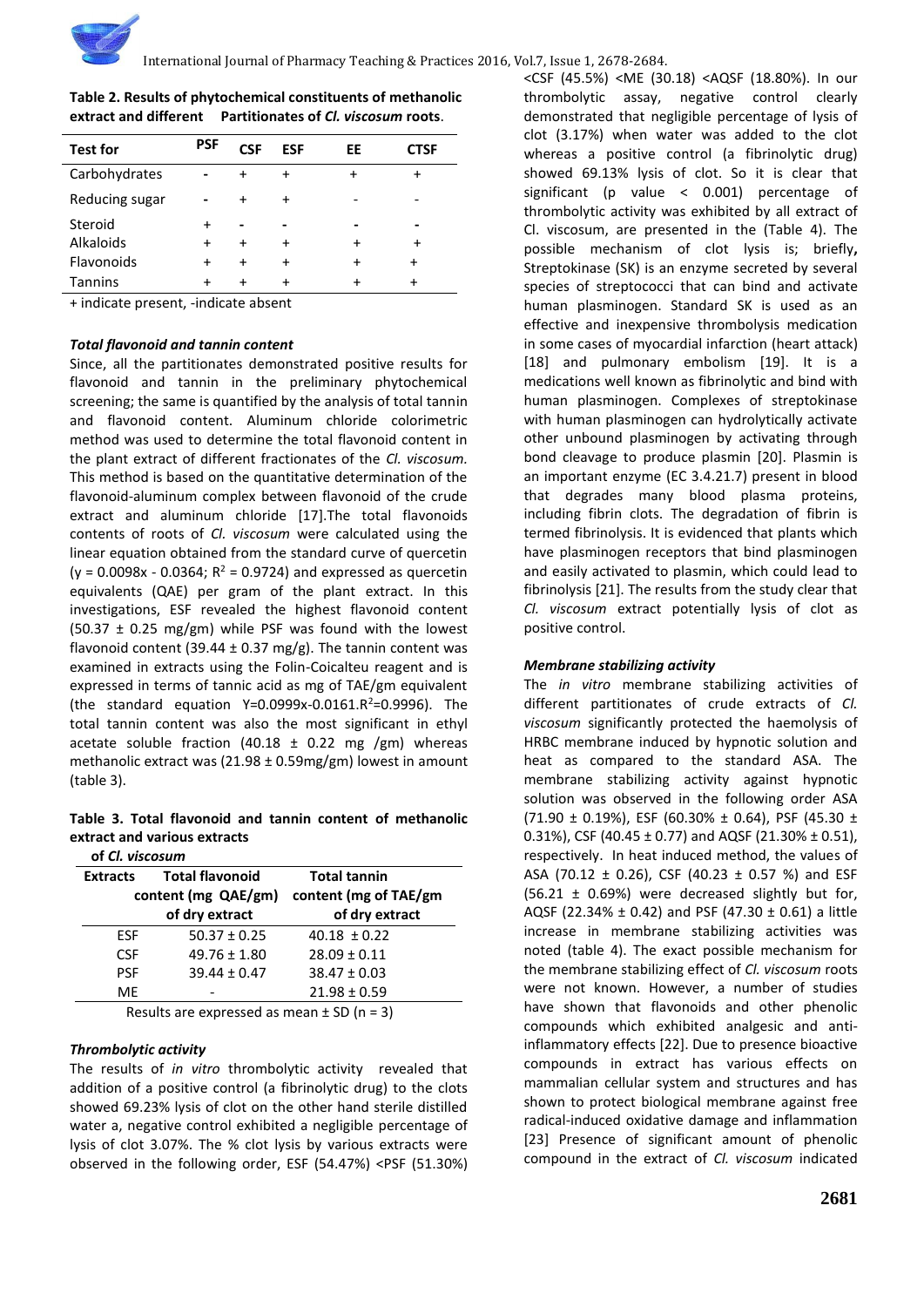**Table 2. Results of phytochemical constituents of methanolic extract and different Partitionates of *Cl. viscosum* roots.**

| Test for | PSF | CSF | ESF | EE | CTSF |
|---|---|---|---|---|---|
| Carbohydrates | - | + | + | + | + |
| Reducing sugar | - | + | + | - | - |
| Steroid | + | - | - | - | - |
| Alkaloids | + | + | + | + | + |
| Flavonoids | + | + | + | + | + |
| Tannins | + | + | + | + | + |

+ indicate present, -indicate absent

***Total flavonoid and tannin content***

Since, all the partitionates demonstrated positive results for flavonoid and tannin in the preliminary phytochemical screening; the same is quantified by the analysis of total tannin and flavonoid content. Aluminum chloride colorimetric method was used to determine the total flavonoid content in the plant extract of different fractionates of the *Cl. viscosum.* This method is based on the quantitative determination of the flavonoid-aluminum complex between flavonoid of the crude extract and aluminum chloride [17].The total flavonoids contents of roots of *Cl. viscosum* were calculated using the linear equation obtained from the standard curve of quercetin ($y = 0.0098x - 0.0364$; $R^2 = 0.9724$) and expressed as quercetin equivalents (QAE) per gram of the plant extract. In this investigations, ESF revealed the highest flavonoid content (50.37 ± 0.25 mg/gm) while PSF was found with the lowest flavonoid content (39.44 ± 0.37 mg/g). The tannin content was examined in extracts using the Folin-Coicalteu reagent and is expressed in terms of tannic acid as mg of TAE/gm equivalent (the standard equation $Y=0.0999x-0.0161.R^2=0.9996$). The total tannin content was also the most significant in ethyl acetate soluble fraction (40.18 ± 0.22 mg /gm) whereas methanolic extract was (21.98 ± 0.59mg/gm) lowest in amount (table 3).

**Table 3. Total flavonoid and tannin content of methanolic extract and various extracts of *Cl. viscosum***

| Extracts | Total flavonoid content (mg QAE/gm) of dry extract | Total tannin content (mg of TAE/gm of dry extract |
|---|---|---|
| ESF | 50.37 ± 0.25 | 40.18 ± 0.22 |
| CSF | 49.76 ± 1.80 | 28.09 ± 0.11 |
| PSF | 39.44 ± 0.47 | 38.47 ± 0.03 |
| ME | - | 21.98 ± 0.59 |

Results are expressed as mean ± SD (n = 3)

***Thrombolytic activity***

The results of *in vitro* thrombolytic activity revealed that addition of a positive control (a fibrinolytic drug) to the clots showed 69.23% lysis of clot on the other hand sterile distilled water a, negative control exhibited a negligible percentage of lysis of clot 3.07%. The % clot lysis by various extracts were observed in the following order, ESF (54.47%) <PSF (51.30%) <CSF (45.5%) <ME (30.18) <AQSF (18.80%). In our thrombolytic assay, negative control clearly demonstrated that negligible percentage of lysis of clot (3.17%) when water was added to the clot whereas a positive control (a fibrinolytic drug) showed 69.13% lysis of clot. So it is clear that significant (p value < 0.001) percentage of thrombolytic activity was exhibited by all extract of Cl. viscosum, are presented in the (Table 4). The possible mechanism of clot lysis is; briefly**,** Streptokinase (SK) is an enzyme secreted by several species of streptococci that can bind and activate human plasminogen. Standard SK is used as an effective and inexpensive thrombolysis medication in some cases of myocardial infarction (heart attack) [18] and pulmonary embolism [19]. It is a medications well known as fibrinolytic and bind with human plasminogen. Complexes of streptokinase with human plasminogen can hydrolytically activate other unbound plasminogen by activating through bond cleavage to produce plasmin [20]. Plasmin is an important enzyme (EC 3.4.21.7) present in blood that degrades many blood plasma proteins, including fibrin clots. The degradation of fibrin is termed fibrinolysis. It is evidenced that plants which have plasminogen receptors that bind plasminogen and easily activated to plasmin, which could lead to fibrinolysis [21]. The results from the study clear that *Cl. viscosum* extract potentially lysis of clot as positive control.

***Membrane stabilizing activity***

The *in vitro* membrane stabilizing activities of different partitionates of crude extracts of *Cl. viscosum* significantly protected the haemolysis of HRBC membrane induced by hypnotic solution and heat as compared to the standard ASA. The membrane stabilizing activity against hypnotic solution was observed in the following order ASA (71.90 ± 0.19%), ESF (60.30% ± 0.64), PSF (45.30 ± 0.31%), CSF (40.45 ± 0.77) and AQSF (21.30% ± 0.51), respectively. In heat induced method, the values of ASA (70.12 ± 0.26), CSF (40.23 ± 0.57 %) and ESF (56.21 ± 0.69%) were decreased slightly but for, AQSF (22.34% ± 0.42) and PSF (47.30 ± 0.61) a little increase in membrane stabilizing activities was noted (table 4). The exact possible mechanism for the membrane stabilizing effect of *Cl. viscosum* roots were not known. However, a number of studies have shown that flavonoids and other phenolic compounds which exhibited analgesic and anti-inflammatory effects [22]. Due to presence bioactive compounds in extract has various effects on mammalian cellular system and structures and has shown to protect biological membrane against free radical-induced oxidative damage and inflammation [23] Presence of significant amount of phenolic compound in the extract of *Cl. viscosum* indicated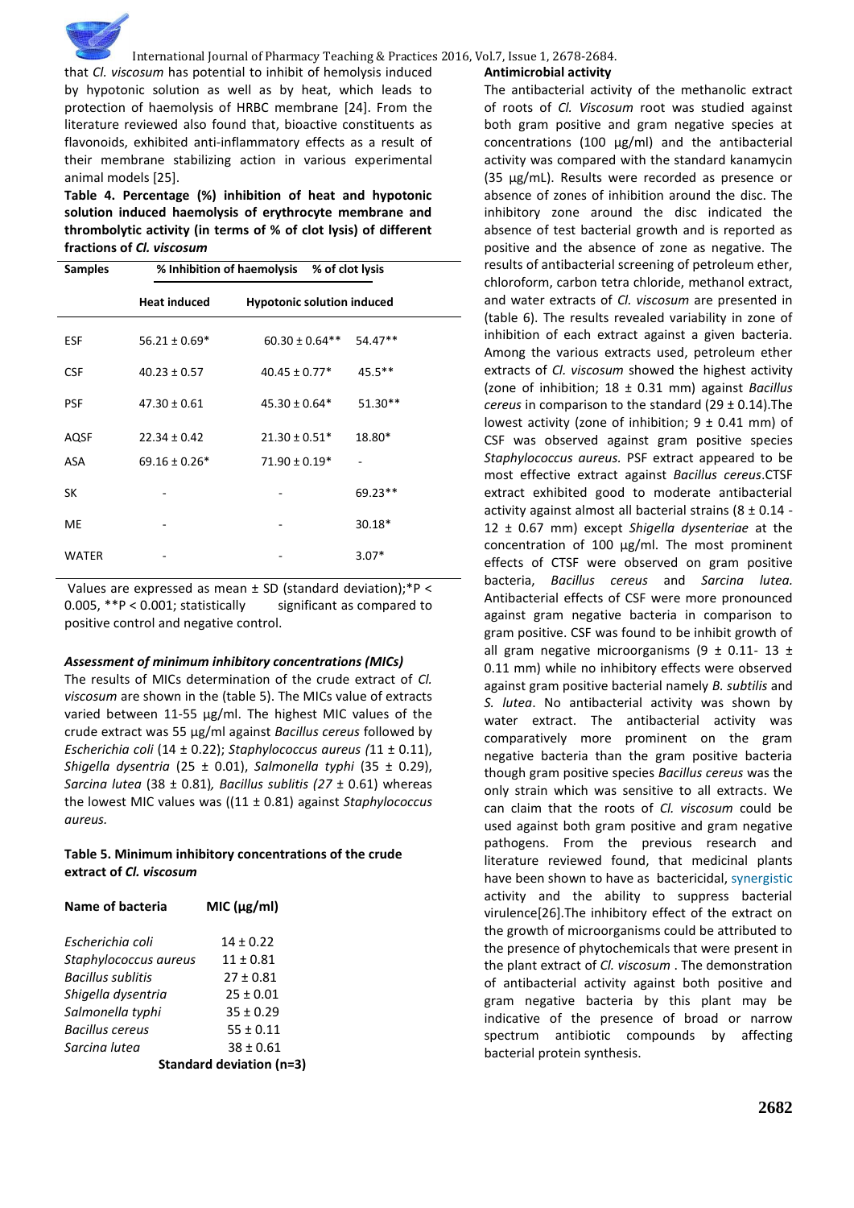that *Cl. viscosum* has potential to inhibit of hemolysis induced by hypotonic solution as well as by heat, which leads to protection of haemolysis of HRBC membrane [24]. From the literature reviewed also found that, bioactive constituents as flavonoids, exhibited anti-inflammatory effects as a result of their membrane stabilizing action in various experimental animal models [25].

**Table 4. Percentage (%) inhibition of heat and hypotonic solution induced haemolysis of erythrocyte membrane and thrombolytic activity (in terms of % of clot lysis) of different fractions of *Cl. viscosum***

| Samples | % Inhibition of haemolysis | | % of clot lysis |
|---|---|---|---|
| | Heat induced | Hypotonic solution induced | |
| ESF | 56.21 ± 0.69* | 60.30 ± 0.64** | 54.47** |
| CSF | 40.23 ± 0.57 | 40.45 ± 0.77* | 45.5** |
| PSF | 47.30 ± 0.61 | 45.30 ± 0.64* | 51.30** |
| AQSF | 22.34 ± 0.42 | 21.30 ± 0.51* | 18.80* |
| ASA | 69.16 ± 0.26* | 71.90 ± 0.19* | - |
| SK | - | - | 69.23** |
| ME | - | - | 30.18* |
| WATER | - | - | 3.07* |

Values are expressed as mean ± SD (standard deviation);*P < 0.005, **P < 0.001; statistically significant as compared to positive control and negative control.

***Assessment of minimum inhibitory concentrations (MICs)***

The results of MICs determination of the crude extract of *Cl. viscosum* are shown in the (table 5). The MICs value of extracts varied between 11-55 µg/ml. The highest MIC values of the crude extract was 55 µg/ml against *Bacillus cereus* followed by *Escherichia coli* (14 ± 0.22); *Staphylococcus aureus (*11 ± 0.11), *Shigella dysentria* (25 ± 0.01), *Salmonella typhi* (35 ± 0.29), *Sarcina lutea* (38 ± 0.81)*, Bacillus sublitis (27* ± 0.61) whereas the lowest MIC values was ((11 ± 0.81) against *Staphylococcus aureus.*

**Table 5. Minimum inhibitory concentrations of the crude extract of *Cl. viscosum***

| Name of bacteria | MIC (µg/ml) |
|---|---|
| *Escherichia coli* | 14 ± 0.22 |
| *Staphylococcus aureus* | 11 ± 0.81 |
| *Bacillus sublitis* | 27 ± 0.81 |
| *Shigella dysentria* | 25 ± 0.01 |
| *Salmonella typhi* | 35 ± 0.29 |
| *Bacillus cereus* | 55 ± 0.11 |
| *Sarcina lutea* | 38 ± 0.61 |

**Standard deviation (n=3)**

**Antimicrobial activity**

The antibacterial activity of the methanolic extract of roots of *Cl. Viscosum* root was studied against both gram positive and gram negative species at concentrations (100 µg/ml) and the antibacterial activity was compared with the standard kanamycin (35 µg/mL). Results were recorded as presence or absence of zones of inhibition around the disc. The inhibitory zone around the disc indicated the absence of test bacterial growth and is reported as positive and the absence of zone as negative. The results of antibacterial screening of petroleum ether, chloroform, carbon tetra chloride, methanol extract, and water extracts of *Cl. viscosum* are presented in (table 6). The results revealed variability in zone of inhibition of each extract against a given bacteria. Among the various extracts used, petroleum ether extracts of *Cl. viscosum* showed the highest activity (zone of inhibition; 18 ± 0.31 mm) against *Bacillus cereus* in comparison to the standard (29 ± 0.14).The lowest activity (zone of inhibition; 9 ± 0.41 mm) of CSF was observed against gram positive species *Staphylococcus aureus.* PSF extract appeared to be most effective extract against *Bacillus cereus*.CTSF extract exhibited good to moderate antibacterial activity against almost all bacterial strains (8 ± 0.14 - 12 ± 0.67 mm) except *Shigella dysenteriae* at the concentration of 100 µg/ml. The most prominent effects of CTSF were observed on gram positive bacteria, *Bacillus cereus* and *Sarcina lutea.* Antibacterial effects of CSF were more pronounced against gram negative bacteria in comparison to gram positive. CSF was found to be inhibit growth of all gram negative microorganisms (9 ± 0.11- 13 ± 0.11 mm) while no inhibitory effects were observed against gram positive bacterial namely *B. subtilis* and *S. lutea*. No antibacterial activity was shown by water extract. The antibacterial activity was comparatively more prominent on the gram negative bacteria than the gram positive bacteria though gram positive species *Bacillus cereus* was the only strain which was sensitive to all extracts. We can claim that the roots of *Cl. viscosum* could be used against both gram positive and gram negative pathogens. From the previous research and literature reviewed found, that medicinal plants have been shown to have as bactericidal, synergistic activity and the ability to suppress bacterial virulence[26].The inhibitory effect of the extract on the growth of microorganisms could be attributed to the presence of phytochemicals that were present in the plant extract of *Cl. viscosum* . The demonstration of antibacterial activity against both positive and gram negative bacteria by this plant may be indicative of the presence of broad or narrow spectrum antibiotic compounds by affecting bacterial protein synthesis.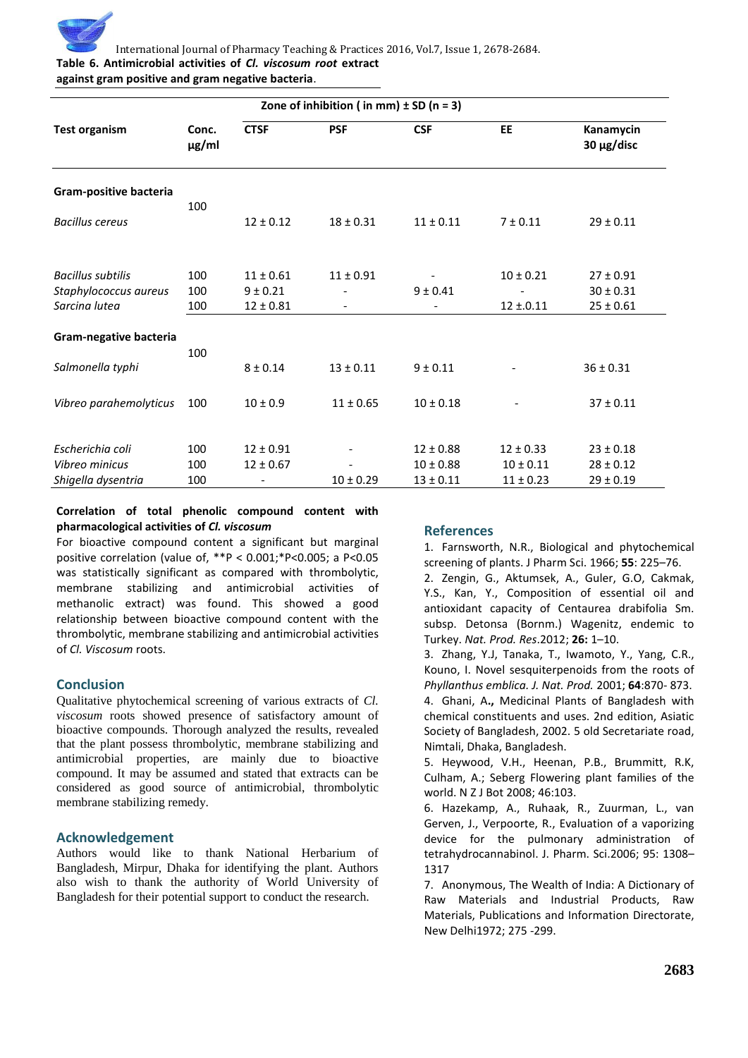**Table 6. Antimicrobial activities of *Cl. viscosum root* extract against gram positive and gram negative bacteria**.

| Test organism | Conc. µg/ml | Zone of inhibition ( in mm) ± SD (n = 3) CTSF | PSF | CSF | EE | Kanamycin 30 µg/disc |
|---|---|---|---|---|---|---|
| **Gram-positive bacteria** | | | | | | |
| *Bacillus cereus* | 100 | 12 ± 0.12 | 18 ± 0.31 | 11 ± 0.11 | 7 ± 0.11 | 29 ± 0.11 |
| *Bacillus subtilis* | 100 | 11 ± 0.61 | 11 ± 0.91 | - | 10 ± 0.21 | 27 ± 0.91 |
| *Staphylococcus aureus* | 100 | 9 ± 0.21 | - | 9 ± 0.41 | - | 30 ± 0.31 |
| *Sarcina lutea* | 100 | 12 ± 0.81 | - | - | 12 ±.0.11 | 25 ± 0.61 |
| **Gram-negative bacteria** | | | | | | |
| *Salmonella typhi* | 100 | 8 ± 0.14 | 13 ± 0.11 | 9 ± 0.11 | - | 36 ± 0.31 |
| *Vibreo parahemolyticus* | 100 | 10 ± 0.9 | 11 ± 0.65 | 10 ± 0.18 | - | 37 ± 0.11 |
| *Escherichia coli* | 100 | 12 ± 0.91 | - | 12 ± 0.88 | 12 ± 0.33 | 23 ± 0.18 |
| *Vibreo minicus* | 100 | 12 ± 0.67 | - | 10 ± 0.88 | 10 ± 0.11 | 28 ± 0.12 |
| *Shigella dysentria* | 100 | - | 10 ± 0.29 | 13 ± 0.11 | 11 ± 0.23 | 29 ± 0.19 |

**Correlation of total phenolic compound content with pharmacological activities of *Cl. viscosum***

For bioactive compound content a significant but marginal positive correlation (value of, **P < 0.001;*P<0.005; a P<0.05 was statistically significant as compared with thrombolytic, membrane stabilizing and antimicrobial activities of methanolic extract) was found. This showed a good relationship between bioactive compound content with the thrombolytic, membrane stabilizing and antimicrobial activities of *Cl. Viscosum* roots.

## Conclusion

Qualitative phytochemical screening of various extracts of *Cl. viscosum* roots showed presence of satisfactory amount of bioactive compounds. Thorough analyzed the results, revealed that the plant possess thrombolytic, membrane stabilizing and antimicrobial properties, are mainly due to bioactive compound. It may be assumed and stated that extracts can be considered as good source of antimicrobial, thrombolytic membrane stabilizing remedy.

## Acknowledgement

Authors would like to thank National Herbarium of Bangladesh, Mirpur, Dhaka for identifying the plant. Authors also wish to thank the authority of World University of Bangladesh for their potential support to conduct the research.

## References

1. Farnsworth, N.R., Biological and phytochemical screening of plants. J Pharm Sci. 1966; **55**: 225–76.
2. Zengin, G., Aktumsek, A., Guler, G.O, Cakmak, Y.S., Kan, Y., Composition of essential oil and antioxidant capacity of Centaurea drabifolia Sm. subsp. Detonsa (Bornm.) Wagenitz, endemic to Turkey. *Nat. Prod. Res*.2012; **26:** 1–10.
3. Zhang, Y.J, Tanaka, T., Iwamoto, Y., Yang, C.R., Kouno, I. Novel sesquiterpenoids from the roots of *Phyllanthus emblica. J. Nat. Prod.* 2001; **64**:870- 873.
4. Ghani, A**.,** Medicinal Plants of Bangladesh with chemical constituents and uses. 2nd edition, Asiatic Society of Bangladesh, 2002. 5 old Secretariate road, Nimtali, Dhaka, Bangladesh.
5. Heywood, V.H., Heenan, P.B., Brummitt, R.K, Culham, A.; Seberg Flowering plant families of the world. N Z J Bot 2008; 46:103.
6. Hazekamp, A., Ruhaak, R., Zuurman, L., van Gerven, J., Verpoorte, R., Evaluation of a vaporizing device for the pulmonary administration of tetrahydrocannabinol. J. Pharm. Sci.2006; 95: 1308–1317
7. Anonymous, The Wealth of India: A Dictionary of Raw Materials and Industrial Products, Raw Materials, Publications and Information Directorate, New Delhi1972; 275 -299.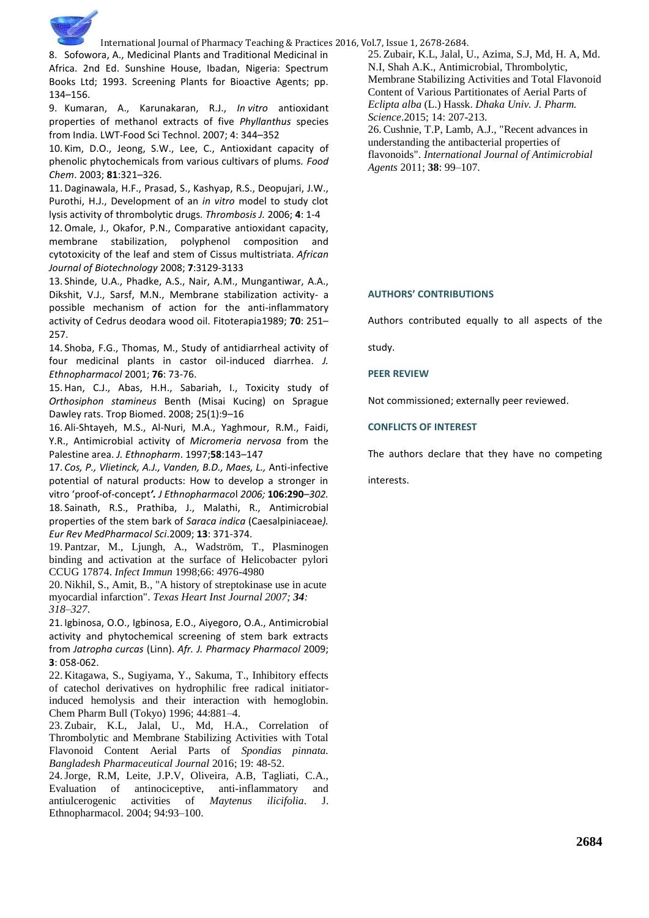8. Sofowora, A., Medicinal Plants and Traditional Medicinal in Africa. 2nd Ed. Sunshine House, Ibadan, Nigeria: Spectrum Books Ltd; 1993. Screening Plants for Bioactive Agents; pp. 134–156.

9. Kumaran, A., Karunakaran, R.J., *In vitro* antioxidant properties of methanol extracts of five *Phyllanthus* species from India. LWT-Food Sci Technol. 2007; 4: 344–352

10. Kim, D.O., Jeong, S.W., Lee, C., Antioxidant capacity of phenolic phytochemicals from various cultivars of plums. *Food Chem*. 2003; **81**:321–326.

11. Daginawala, H.F., Prasad, S., Kashyap, R.S., Deopujari, J.W., Purothi, H.J., Development of an *in vitro* model to study clot lysis activity of thrombolytic drugs. *Thrombosis J.* 2006; **4**: 1-4

12. Omale, J., Okafor, P.N., Comparative antioxidant capacity, membrane stabilization, polyphenol composition and cytotoxicity of the leaf and stem of Cissus multistriata. *African Journal of Biotechnology* 2008; **7**:3129-3133

13. Shinde, U.A., Phadke, A.S., Nair, A.M., Mungantiwar, A.A., Dikshit, V.J., Sarsf, M.N., Membrane stabilization activity- a possible mechanism of action for the anti-inflammatory activity of Cedrus deodara wood oil. Fitoterapia1989; **70**: 251–257.

14. Shoba, F.G., Thomas, M., Study of antidiarrheal activity of four medicinal plants in castor oil-induced diarrhea. *J. Ethnopharmacol* 2001; **76**: 73-76.

15. Han, C.J., Abas, H.H., Sabariah, I., Toxicity study of *Orthosiphon stamineus* Benth (Misai Kucing) on Sprague Dawley rats. Trop Biomed. 2008; 25(1):9–16

16. Ali-Shtayeh, M.S., Al-Nuri, M.A., Yaghmour, R.M., Faidi, Y.R., Antimicrobial activity of *Micromeria nervosa* from the Palestine area. *J. Ethnopharm*. 1997;**58**:143–147

17. *Cos, P., Vlietinck, A.J., Vanden, B.D., Maes, L.,* Anti-infective potential of natural products: How to develop a stronger in vitro 'proof-of-concept*'. J Ethnopharmacol 2006;* **106:290**–*302.*

18. Sainath, R.S., Prathiba, J., Malathi, R., Antimicrobial properties of the stem bark of *Saraca indica* (Caesalpiniaceae*). Eur Rev MedPharmacol Sci*.2009; **13**: 371-374.

19. Pantzar, M., Ljungh, A., Wadström, T., Plasminogen binding and activation at the surface of Helicobacter pylori CCUG 17874. *Infect Immun* 1998;66: 4976-4980

20. Nikhil, S., Amit, B., "A history of streptokinase use in acute myocardial infarction". *Texas Heart Inst Journal 2007;* ***34****: 318–327.*

21. Igbinosa, O.O., Igbinosa, E.O., Aiyegoro, O.A., Antimicrobial activity and phytochemical screening of stem bark extracts from *Jatropha curcas* (Linn). *Afr. J. Pharmacy Pharmacol* 2009; **3**: 058-062.

22. Kitagawa, S., Sugiyama, Y., Sakuma, T., Inhibitory effects of catechol derivatives on hydrophilic free radical initiator-induced hemolysis and their interaction with hemoglobin. Chem Pharm Bull (Tokyo) 1996; 44:881–4.

23. Zubair, K.L, Jalal, U., Md, H.A., Correlation of Thrombolytic and Membrane Stabilizing Activities with Total Flavonoid Content Aerial Parts of *Spondias pinnata. Bangladesh Pharmaceutical Journal* 2016; 19: 48-52.

24. Jorge, R.M, Leite, J.P.V, Oliveira, A.B, Tagliati, C.A., Evaluation of antinociceptive, anti-inflammatory and antiulcerogenic activities of *Maytenus ilicifolia*. J. Ethnopharmacol. 2004; 94:93–100.

25. Zubair, K.L, Jalal, U., Azima, S.J, Md, H. A, Md. N.I, Shah A.K., Antimicrobial, Thrombolytic, Membrane Stabilizing Activities and Total Flavonoid Content of Various Partitionates of Aerial Parts of *Eclipta alba* (L.) Hassk. *Dhaka Univ. J. Pharm. Science*.2015; 14: 207-213.

26. Cushnie, T.P, Lamb, A.J., "Recent advances in understanding the antibacterial properties of flavonoids". *International Journal of Antimicrobial Agents* 2011; **38**: 99–107.

### AUTHORS' CONTRIBUTIONS

Authors contributed equally to all aspects of the study.

### PEER REVIEW

Not commissioned; externally peer reviewed.

### CONFLICTS OF INTEREST

The authors declare that they have no competing interests.